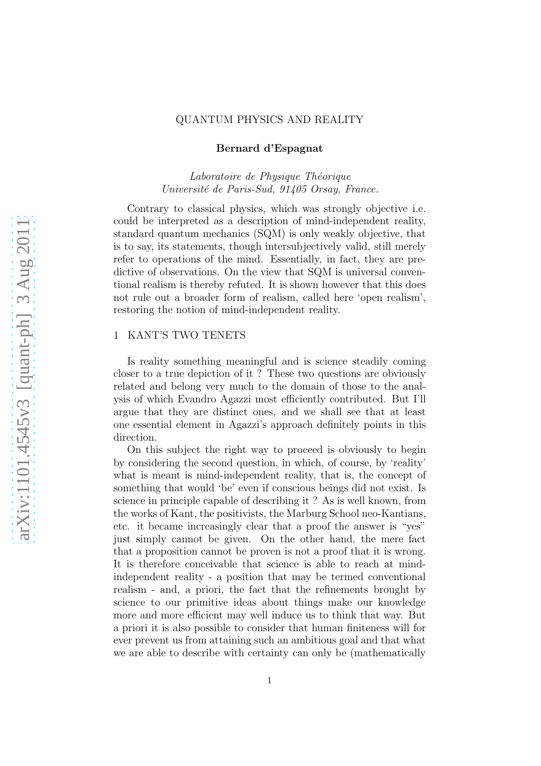# QUANTUM PHYSICS AND REALITY

**Bernard d'Espagnat**

*Laboratoire de Physique Théorique*
*Université de Paris-Sud, 91405 Orsay, France.*

Contrary to classical physics, which was strongly objective i.e. could be interpreted as a description of mind-independent reality, standard quantum mechanics (SQM) is only weakly objective, that is to say, its statements, though intersubjectively valid, still merely refer to operations of the mind. Essentially, in fact, they are predictive of observations. On the view that SQM is universal conventional realism is thereby refuted. It is shown however that this does not rule out a broader form of realism, called here 'open realism', restoring the notion of mind-independent reality.

## 1 KANT'S TWO TENETS

Is reality something meaningful and is science steadily coming closer to a true depiction of it ? These two questions are obviously related and belong very much to the domain of those to the analysis of which Evandro Agazzi most efficiently contributed. But I'll argue that they are distinct ones, and we shall see that at least one essential element in Agazzi's approach definitely points in this direction.

On this subject the right way to proceed is obviously to begin by considering the second question, in which, of course, by 'reality' what is meant is mind-independent reality, that is, the concept of something that would 'be' even if conscious beings did not exist. Is science in principle capable of describing it ? As is well known, from the works of Kant, the positivists, the Marburg School neo-Kantians, etc. it became increasingly clear that a proof the answer is "yes" just simply cannot be given. On the other hand, the mere fact that a proposition cannot be proven is not a proof that it is wrong. It is therefore conceivable that science is able to reach at mind-independent reality - a position that may be termed conventional realism - and, a priori, the fact that the refinements brought by science to our primitive ideas about things make our knowledge more and more efficient may well induce us to think that way. But a priori it is also possible to consider that human finiteness will for ever prevent us from attaining such an ambitious goal and that what we are able to describe with certainty can only be (mathematically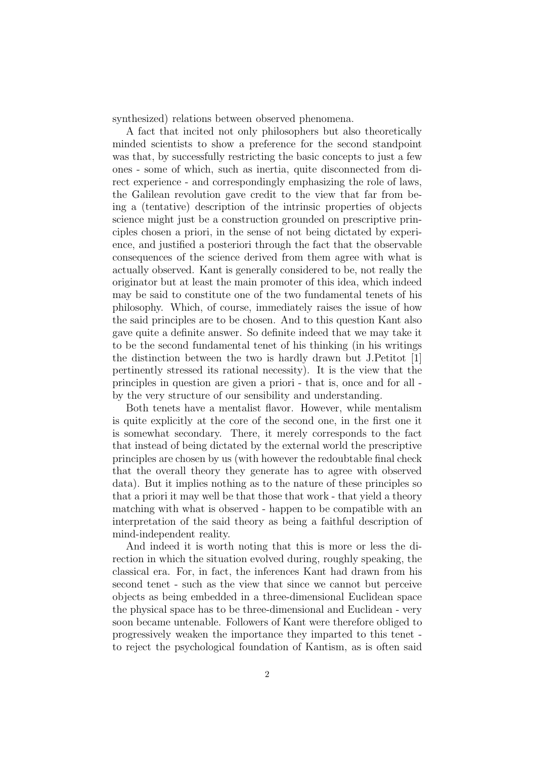synthesized) relations between observed phenomena.

A fact that incited not only philosophers but also theoretically minded scientists to show a preference for the second standpoint was that, by successfully restricting the basic concepts to just a few ones - some of which, such as inertia, quite disconnected from direct experience - and correspondingly emphasizing the role of laws, the Galilean revolution gave credit to the view that far from being a (tentative) description of the intrinsic properties of objects science might just be a construction grounded on prescriptive principles chosen a priori, in the sense of not being dictated by experience, and justified a posteriori through the fact that the observable consequences of the science derived from them agree with what is actually observed. Kant is generally considered to be, not really the originator but at least the main promoter of this idea, which indeed may be said to constitute one of the two fundamental tenets of his philosophy. Which, of course, immediately raises the issue of how the said principles are to be chosen. And to this question Kant also gave quite a definite answer. So definite indeed that we may take it to be the second fundamental tenet of his thinking (in his writings the distinction between the two is hardly drawn but J.Petitot [1] pertinently stressed its rational necessity). It is the view that the principles in question are given a priori - that is, once and for all - by the very structure of our sensibility and understanding.

Both tenets have a mentalist flavor. However, while mentalism is quite explicitly at the core of the second one, in the first one it is somewhat secondary. There, it merely corresponds to the fact that instead of being dictated by the external world the prescriptive principles are chosen by us (with however the redoubtable final check that the overall theory they generate has to agree with observed data). But it implies nothing as to the nature of these principles so that a priori it may well be that those that work - that yield a theory matching with what is observed - happen to be compatible with an interpretation of the said theory as being a faithful description of mind-independent reality.

And indeed it is worth noting that this is more or less the direction in which the situation evolved during, roughly speaking, the classical era. For, in fact, the inferences Kant had drawn from his second tenet - such as the view that since we cannot but perceive objects as being embedded in a three-dimensional Euclidean space the physical space has to be three-dimensional and Euclidean - very soon became untenable. Followers of Kant were therefore obliged to progressively weaken the importance they imparted to this tenet - to reject the psychological foundation of Kantism, as is often said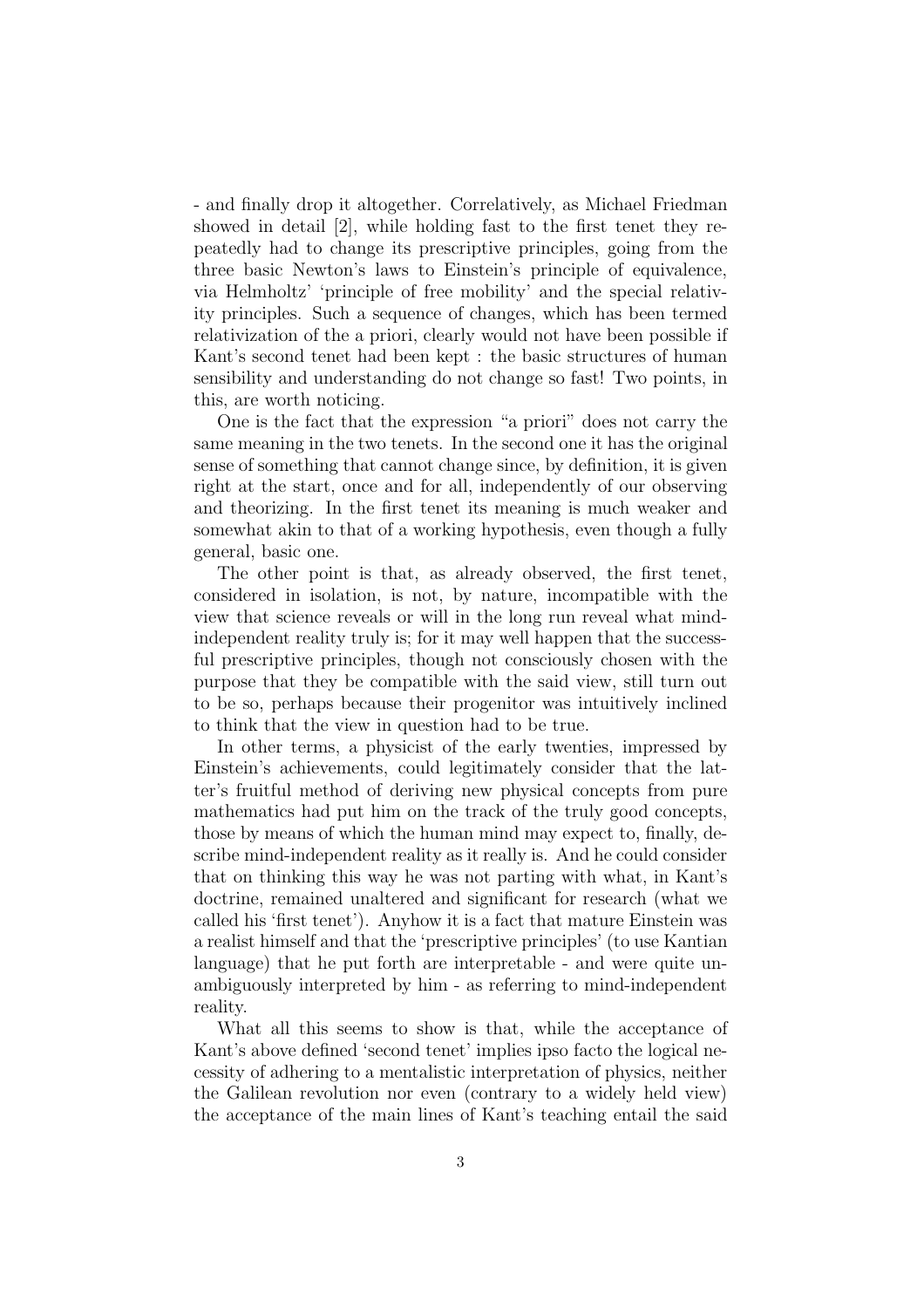- and finally drop it altogether. Correlatively, as Michael Friedman showed in detail [2], while holding fast to the first tenet they repeatedly had to change its prescriptive principles, going from the three basic Newton's laws to Einstein's principle of equivalence, via Helmholtz' 'principle of free mobility' and the special relativity principles. Such a sequence of changes, which has been termed relativization of the a priori, clearly would not have been possible if Kant's second tenet had been kept : the basic structures of human sensibility and understanding do not change so fast! Two points, in this, are worth noticing.

One is the fact that the expression "a priori" does not carry the same meaning in the two tenets. In the second one it has the original sense of something that cannot change since, by definition, it is given right at the start, once and for all, independently of our observing and theorizing. In the first tenet its meaning is much weaker and somewhat akin to that of a working hypothesis, even though a fully general, basic one.

The other point is that, as already observed, the first tenet, considered in isolation, is not, by nature, incompatible with the view that science reveals or will in the long run reveal what mind-independent reality truly is; for it may well happen that the successful prescriptive principles, though not consciously chosen with the purpose that they be compatible with the said view, still turn out to be so, perhaps because their progenitor was intuitively inclined to think that the view in question had to be true.

In other terms, a physicist of the early twenties, impressed by Einstein's achievements, could legitimately consider that the latter's fruitful method of deriving new physical concepts from pure mathematics had put him on the track of the truly good concepts, those by means of which the human mind may expect to, finally, describe mind-independent reality as it really is. And he could consider that on thinking this way he was not parting with what, in Kant's doctrine, remained unaltered and significant for research (what we called his 'first tenet'). Anyhow it is a fact that mature Einstein was a realist himself and that the 'prescriptive principles' (to use Kantian language) that he put forth are interpretable - and were quite unambiguously interpreted by him - as referring to mind-independent reality.

What all this seems to show is that, while the acceptance of Kant's above defined 'second tenet' implies ipso facto the logical necessity of adhering to a mentalistic interpretation of physics, neither the Galilean revolution nor even (contrary to a widely held view) the acceptance of the main lines of Kant's teaching entail the said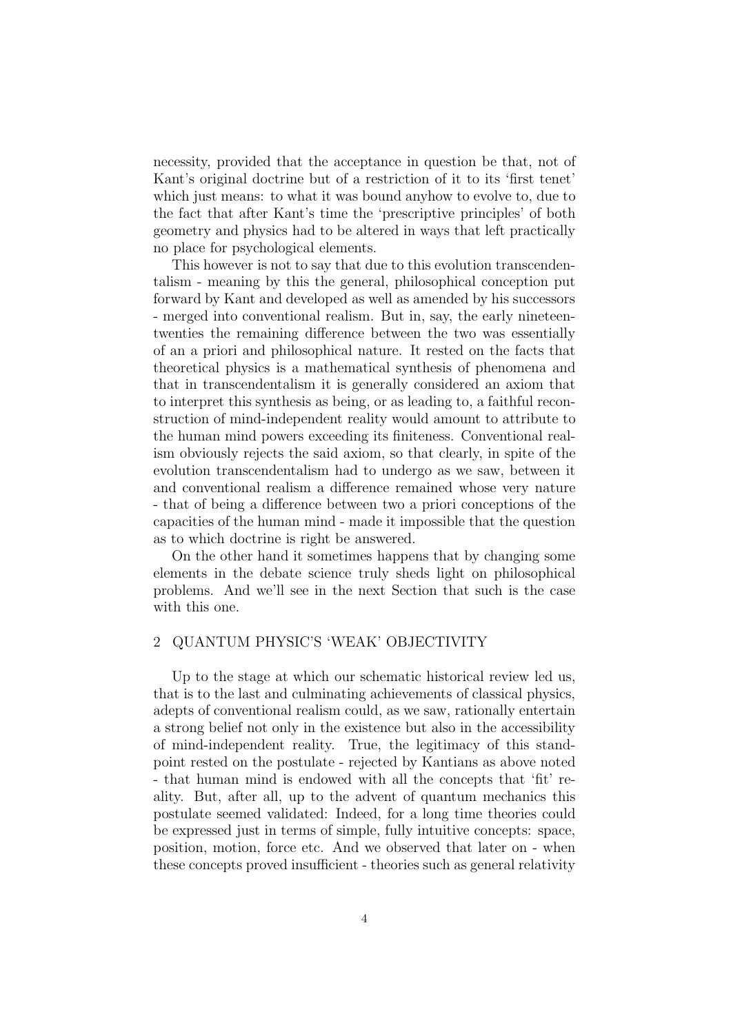necessity, provided that the acceptance in question be that, not of Kant's original doctrine but of a restriction of it to its 'first tenet' which just means: to what it was bound anyhow to evolve to, due to the fact that after Kant's time the 'prescriptive principles' of both geometry and physics had to be altered in ways that left practically no place for psychological elements.

This however is not to say that due to this evolution transcendentalism - meaning by this the general, philosophical conception put forward by Kant and developed as well as amended by his successors - merged into conventional realism. But in, say, the early nineteen-twenties the remaining difference between the two was essentially of an a priori and philosophical nature. It rested on the facts that theoretical physics is a mathematical synthesis of phenomena and that in transcendentalism it is generally considered an axiom that to interpret this synthesis as being, or as leading to, a faithful reconstruction of mind-independent reality would amount to attribute to the human mind powers exceeding its finiteness. Conventional realism obviously rejects the said axiom, so that clearly, in spite of the evolution transcendentalism had to undergo as we saw, between it and conventional realism a difference remained whose very nature - that of being a difference between two a priori conceptions of the capacities of the human mind - made it impossible that the question as to which doctrine is right be answered.

On the other hand it sometimes happens that by changing some elements in the debate science truly sheds light on philosophical problems. And we'll see in the next Section that such is the case with this one.

## 2 QUANTUM PHYSIC'S 'WEAK' OBJECTIVITY

Up to the stage at which our schematic historical review led us, that is to the last and culminating achievements of classical physics, adepts of conventional realism could, as we saw, rationally entertain a strong belief not only in the existence but also in the accessibility of mind-independent reality. True, the legitimacy of this standpoint rested on the postulate - rejected by Kantians as above noted - that human mind is endowed with all the concepts that 'fit' reality. But, after all, up to the advent of quantum mechanics this postulate seemed validated: Indeed, for a long time theories could be expressed just in terms of simple, fully intuitive concepts: space, position, motion, force etc. And we observed that later on - when these concepts proved insufficient - theories such as general relativity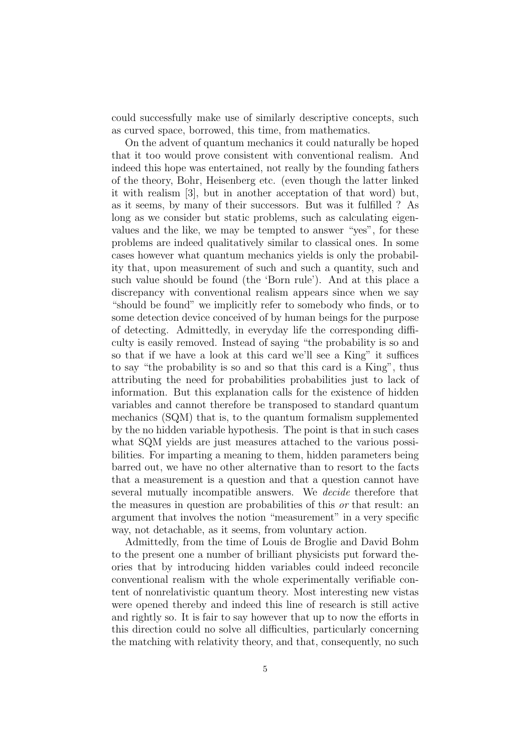could successfully make use of similarly descriptive concepts, such as curved space, borrowed, this time, from mathematics.

On the advent of quantum mechanics it could naturally be hoped that it too would prove consistent with conventional realism. And indeed this hope was entertained, not really by the founding fathers of the theory, Bohr, Heisenberg etc. (even though the latter linked it with realism [3], but in another acceptation of that word) but, as it seems, by many of their successors. But was it fulfilled ? As long as we consider but static problems, such as calculating eigenvalues and the like, we may be tempted to answer "yes", for these problems are indeed qualitatively similar to classical ones. In some cases however what quantum mechanics yields is only the probability that, upon measurement of such and such a quantity, such and such value should be found (the 'Born rule'). And at this place a discrepancy with conventional realism appears since when we say "should be found" we implicitly refer to somebody who finds, or to some detection device conceived of by human beings for the purpose of detecting. Admittedly, in everyday life the corresponding difficulty is easily removed. Instead of saying "the probability is so and so that if we have a look at this card we'll see a King" it suffices to say "the probability is so and so that this card is a King", thus attributing the need for probabilities probabilities just to lack of information. But this explanation calls for the existence of hidden variables and cannot therefore be transposed to standard quantum mechanics (SQM) that is, to the quantum formalism supplemented by the no hidden variable hypothesis. The point is that in such cases what SQM yields are just measures attached to the various possibilities. For imparting a meaning to them, hidden parameters being barred out, we have no other alternative than to resort to the facts that a measurement is a question and that a question cannot have several mutually incompatible answers. We *decide* therefore that the measures in question are probabilities of this *or* that result: an argument that involves the notion "measurement" in a very specific way, not detachable, as it seems, from voluntary action.

Admittedly, from the time of Louis de Broglie and David Bohm to the present one a number of brilliant physicists put forward theories that by introducing hidden variables could indeed reconcile conventional realism with the whole experimentally verifiable content of nonrelativistic quantum theory. Most interesting new vistas were opened thereby and indeed this line of research is still active and rightly so. It is fair to say however that up to now the efforts in this direction could no solve all difficulties, particularly concerning the matching with relativity theory, and that, consequently, no such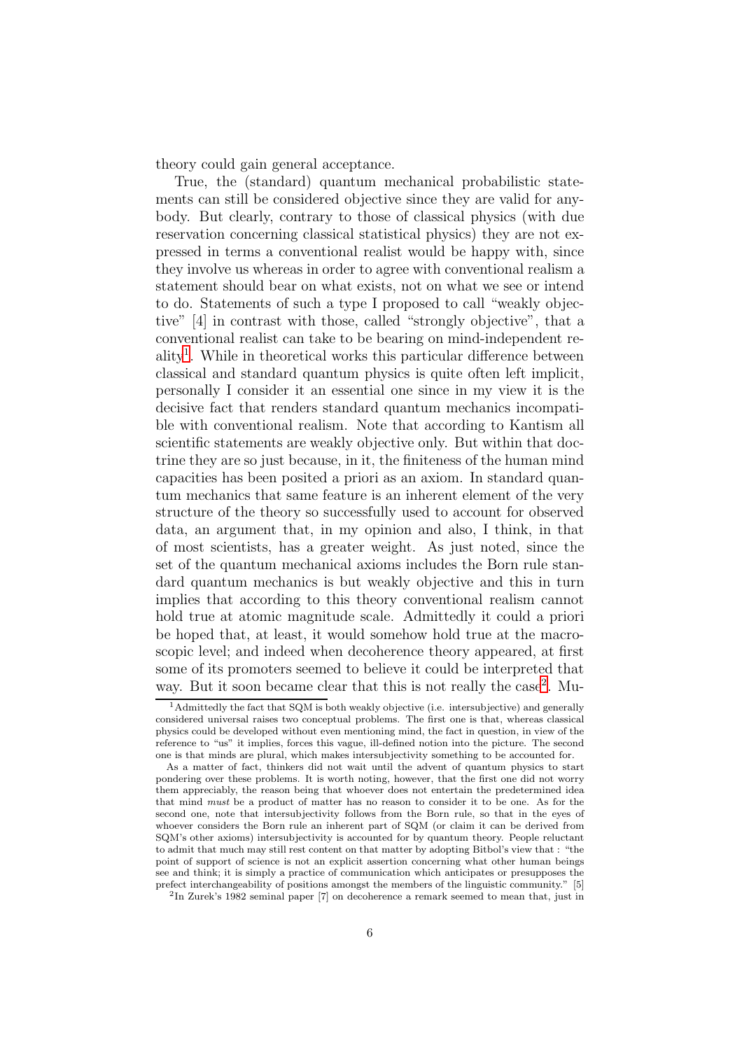theory could gain general acceptance.

True, the (standard) quantum mechanical probabilistic statements can still be considered objective since they are valid for anybody. But clearly, contrary to those of classical physics (with due reservation concerning classical statistical physics) they are not expressed in terms a conventional realist would be happy with, since they involve us whereas in order to agree with conventional realism a statement should bear on what exists, not on what we see or intend to do. Statements of such a type I proposed to call "weakly objective" [4] in contrast with those, called "strongly objective", that a conventional realist can take to be bearing on mind-independent reality[1]. While in theoretical works this particular difference between classical and standard quantum physics is quite often left implicit, personally I consider it an essential one since in my view it is the decisive fact that renders standard quantum mechanics incompatible with conventional realism. Note that according to Kantism all scientific statements are weakly objective only. But within that doctrine they are so just because, in it, the finiteness of the human mind capacities has been posited a priori as an axiom. In standard quantum mechanics that same feature is an inherent element of the very structure of the theory so successfully used to account for observed data, an argument that, in my opinion and also, I think, in that of most scientists, has a greater weight. As just noted, since the set of the quantum mechanical axioms includes the Born rule standard quantum mechanics is but weakly objective and this in turn implies that according to this theory conventional realism cannot hold true at atomic magnitude scale. Admittedly it could a priori be hoped that, at least, it would somehow hold true at the macroscopic level; and indeed when decoherence theory appeared, at first some of its promoters seemed to believe it could be interpreted that way. But it soon became clear that this is not really the case[2]. Mu-

[1] Admittedly the fact that SQM is both weakly objective (i.e. intersubjective) and generally considered universal raises two conceptual problems. The first one is that, whereas classical physics could be developed without even mentioning mind, the fact in question, in view of the reference to "us" it implies, forces this vague, ill-defined notion into the picture. The second one is that minds are plural, which makes intersubjectivity something to be accounted for.

As a matter of fact, thinkers did not wait until the advent of quantum physics to start pondering over these problems. It is worth noting, however, that the first one did not worry them appreciably, the reason being that whoever does not entertain the predetermined idea that mind *must* be a product of matter has no reason to consider it to be one. As for the second one, note that intersubjectivity follows from the Born rule, so that in the eyes of whoever considers the Born rule an inherent part of SQM (or claim it can be derived from SQM's other axioms) intersubjectivity is accounted for by quantum theory. People reluctant to admit that much may still rest content on that matter by adopting Bitbol's view that : "the point of support of science is not an explicit assertion concerning what other human beings see and think; it is simply a practice of communication which anticipates or presupposes the prefect interchangeability of positions amongst the members of the linguistic community." [5]

[2] In Zurek's 1982 seminal paper [7] on decoherence a remark seemed to mean that, just in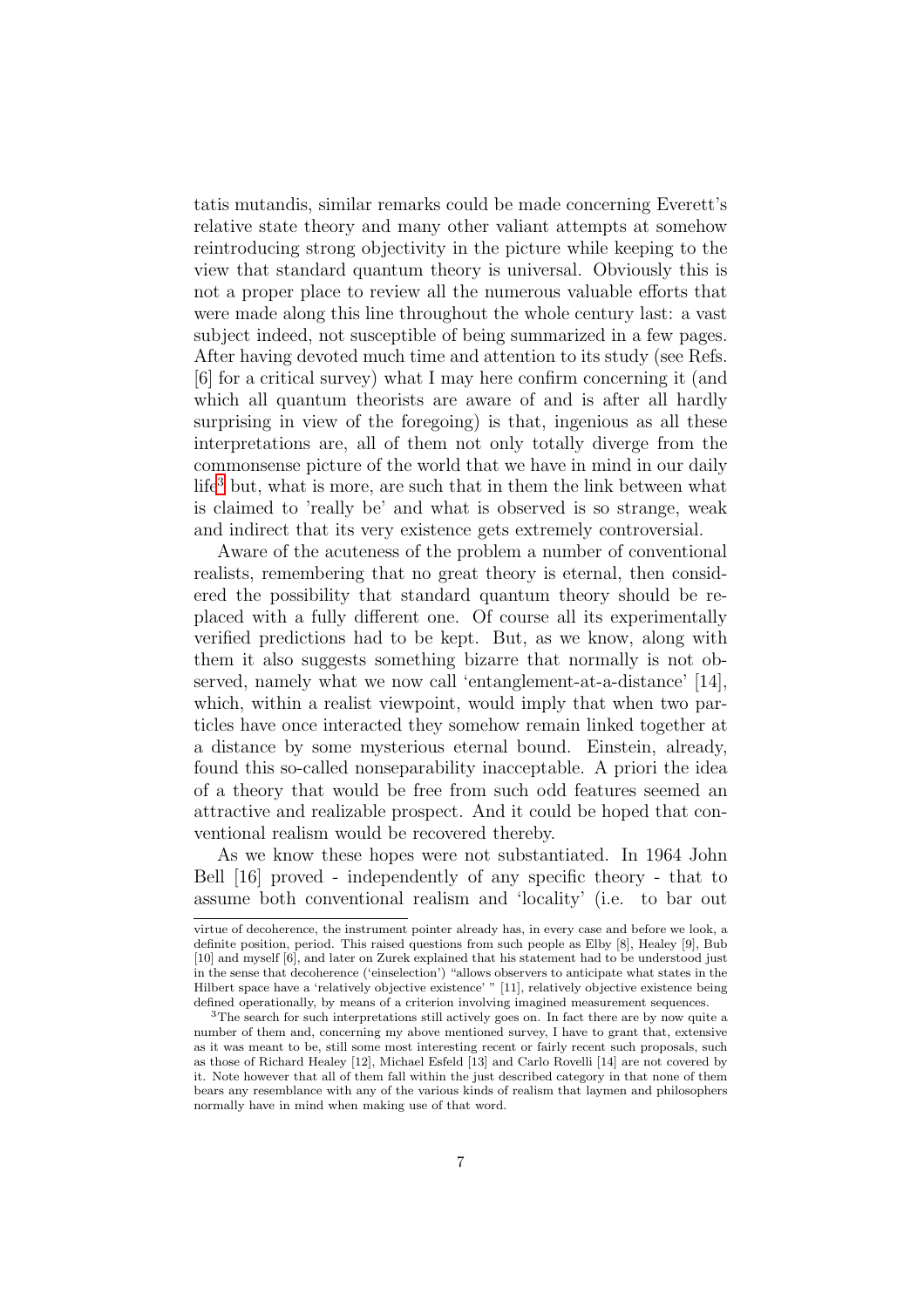tatis mutandis, similar remarks could be made concerning Everett's relative state theory and many other valiant attempts at somehow reintroducing strong objectivity in the picture while keeping to the view that standard quantum theory is universal. Obviously this is not a proper place to review all the numerous valuable efforts that were made along this line throughout the whole century last: a vast subject indeed, not susceptible of being summarized in a few pages. After having devoted much time and attention to its study (see Refs. [6] for a critical survey) what I may here confirm concerning it (and which all quantum theorists are aware of and is after all hardly surprising in view of the foregoing) is that, ingenious as all these interpretations are, all of them not only totally diverge from the commonsense picture of the world that we have in mind in our daily life[3] but, what is more, are such that in them the link between what is claimed to 'really be' and what is observed is so strange, weak and indirect that its very existence gets extremely controversial.

Aware of the acuteness of the problem a number of conventional realists, remembering that no great theory is eternal, then considered the possibility that standard quantum theory should be replaced with a fully different one. Of course all its experimentally verified predictions had to be kept. But, as we know, along with them it also suggests something bizarre that normally is not observed, namely what we now call 'entanglement-at-a-distance' [14], which, within a realist viewpoint, would imply that when two particles have once interacted they somehow remain linked together at a distance by some mysterious eternal bound. Einstein, already, found this so-called nonseparability inacceptable. A priori the idea of a theory that would be free from such odd features seemed an attractive and realizable prospect. And it could be hoped that conventional realism would be recovered thereby.

As we know these hopes were not substantiated. In 1964 John Bell [16] proved - independently of any specific theory - that to assume both conventional realism and 'locality' (i.e. to bar out

---

virtue of decoherence, the instrument pointer already has, in every case and before we look, a definite position, period. This raised questions from such people as Elby [8], Healey [9], Bub [10] and myself [6], and later on Zurek explained that his statement had to be understood just in the sense that decoherence ('einselection') "allows observers to anticipate what states in the Hilbert space have a 'relatively objective existence' " [11], relatively objective existence being defined operationally, by means of a criterion involving imagined measurement sequences.

[3] The search for such interpretations still actively goes on. In fact there are by now quite a number of them and, concerning my above mentioned survey, I have to grant that, extensive as it was meant to be, still some most interesting recent or fairly recent such proposals, such as those of Richard Healey [12], Michael Esfeld [13] and Carlo Rovelli [14] are not covered by it. Note however that all of them fall within the just described category in that none of them bears any resemblance with any of the various kinds of realism that laymen and philosophers normally have in mind when making use of that word.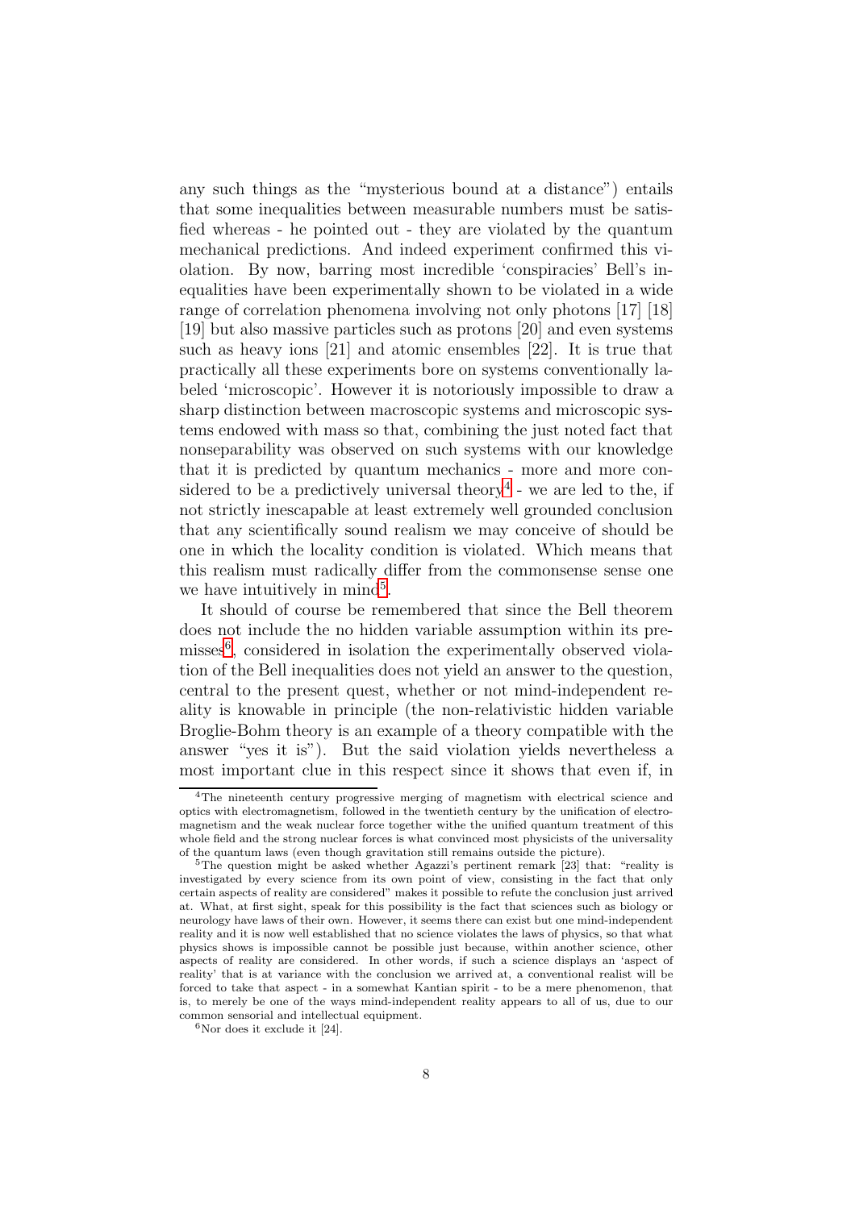any such things as the “mysterious bound at a distance”) entails that some inequalities between measurable numbers must be satisfied whereas - he pointed out - they are violated by the quantum mechanical predictions. And indeed experiment confirmed this violation. By now, barring most incredible ‘conspiracies’ Bell’s inequalities have been experimentally shown to be violated in a wide range of correlation phenomena involving not only photons [17] [18] [19] but also massive particles such as protons [20] and even systems such as heavy ions [21] and atomic ensembles [22]. It is true that practically all these experiments bore on systems conventionally labeled ‘microscopic’. However it is notoriously impossible to draw a sharp distinction between macroscopic systems and microscopic systems endowed with mass so that, combining the just noted fact that nonseparability was observed on such systems with our knowledge that it is predicted by quantum mechanics - more and more considered to be a predictively universal theory[4] - we are led to the, if not strictly inescapable at least extremely well grounded conclusion that any scientifically sound realism we may conceive of should be one in which the locality condition is violated. Which means that this realism must radically differ from the commonsense sense one we have intuitively in mind[5].

It should of course be remembered that since the Bell theorem does not include the no hidden variable assumption within its premisses[6], considered in isolation the experimentally observed violation of the Bell inequalities does not yield an answer to the question, central to the present quest, whether or not mind-independent reality is knowable in principle (the non-relativistic hidden variable Broglie-Bohm theory is an example of a theory compatible with the answer “yes it is”). But the said violation yields nevertheless a most important clue in this respect since it shows that even if, in

[4] The nineteenth century progressive merging of magnetism with electrical science and optics with electromagnetism, followed in the twentieth century by the unification of electromagnetism and the weak nuclear force together withe the unified quantum treatment of this whole field and the strong nuclear forces is what convinced most physicists of the universality of the quantum laws (even though gravitation still remains outside the picture).

[5] The question might be asked whether Agazzi’s pertinent remark [23] that: “reality is investigated by every science from its own point of view, consisting in the fact that only certain aspects of reality are considered” makes it possible to refute the conclusion just arrived at. What, at first sight, speak for this possibility is the fact that sciences such as biology or neurology have laws of their own. However, it seems there can exist but one mind-independent reality and it is now well established that no science violates the laws of physics, so that what physics shows is impossible cannot be possible just because, within another science, other aspects of reality are considered. In other words, if such a science displays an ‘aspect of reality’ that is at variance with the conclusion we arrived at, a conventional realist will be forced to take that aspect - in a somewhat Kantian spirit - to be a mere phenomenon, that is, to merely be one of the ways mind-independent reality appears to all of us, due to our common sensorial and intellectual equipment.

[6] Nor does it exclude it [24].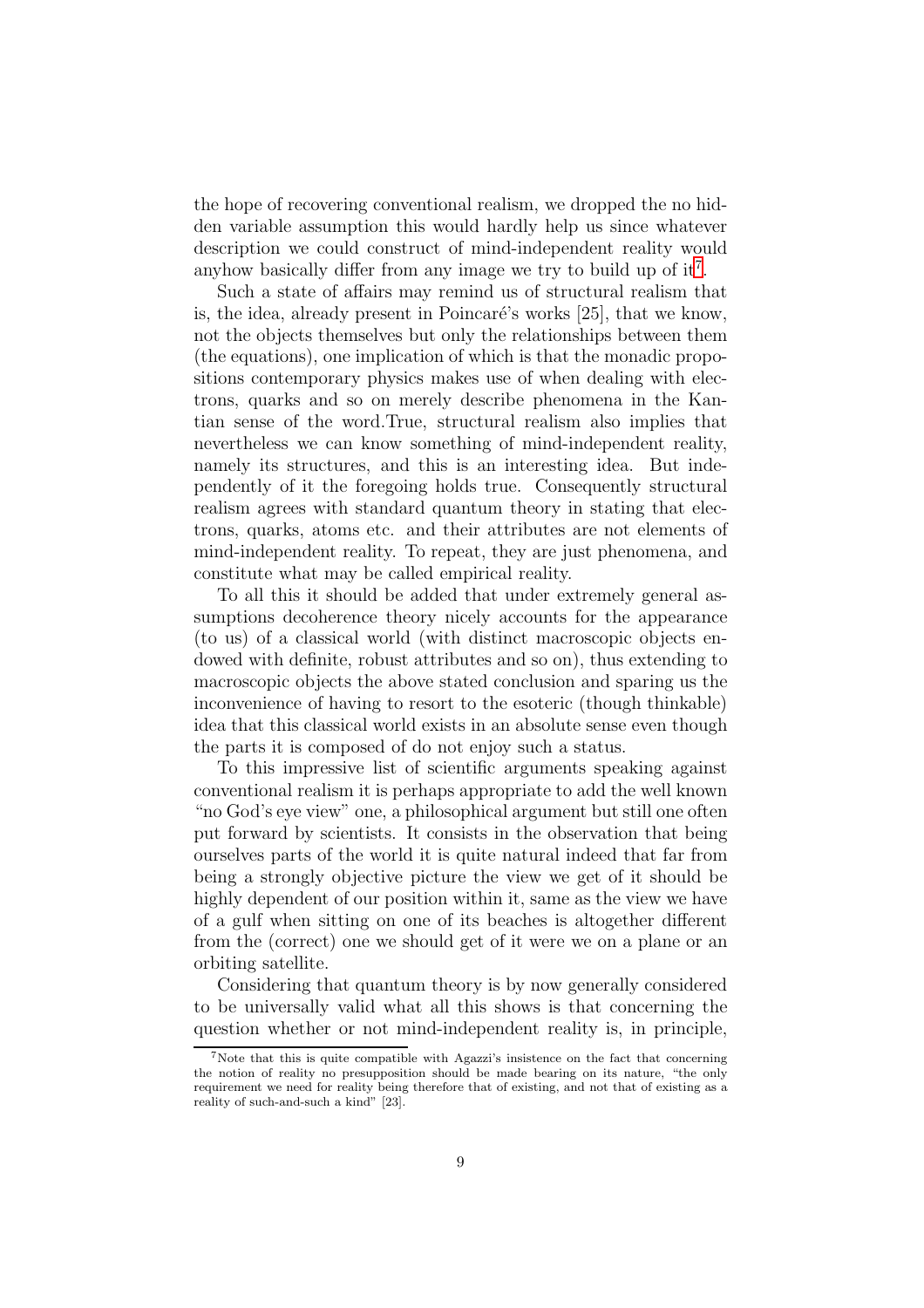the hope of recovering conventional realism, we dropped the no hidden variable assumption this would hardly help us since whatever description we could construct of mind-independent reality would anyhow basically differ from any image we try to build up of it[7].

Such a state of affairs may remind us of structural realism that is, the idea, already present in Poincaré's works [25], that we know, not the objects themselves but only the relationships between them (the equations), one implication of which is that the monadic propositions contemporary physics makes use of when dealing with electrons, quarks and so on merely describe phenomena in the Kantian sense of the word.True, structural realism also implies that nevertheless we can know something of mind-independent reality, namely its structures, and this is an interesting idea. But independently of it the foregoing holds true. Consequently structural realism agrees with standard quantum theory in stating that electrons, quarks, atoms etc. and their attributes are not elements of mind-independent reality. To repeat, they are just phenomena, and constitute what may be called empirical reality.

To all this it should be added that under extremely general assumptions decoherence theory nicely accounts for the appearance (to us) of a classical world (with distinct macroscopic objects endowed with definite, robust attributes and so on), thus extending to macroscopic objects the above stated conclusion and sparing us the inconvenience of having to resort to the esoteric (though thinkable) idea that this classical world exists in an absolute sense even though the parts it is composed of do not enjoy such a status.

To this impressive list of scientific arguments speaking against conventional realism it is perhaps appropriate to add the well known "no God's eye view" one, a philosophical argument but still one often put forward by scientists. It consists in the observation that being ourselves parts of the world it is quite natural indeed that far from being a strongly objective picture the view we get of it should be highly dependent of our position within it, same as the view we have of a gulf when sitting on one of its beaches is altogether different from the (correct) one we should get of it were we on a plane or an orbiting satellite.

Considering that quantum theory is by now generally considered to be universally valid what all this shows is that concerning the question whether or not mind-independent reality is, in principle,

[7] Note that this is quite compatible with Agazzi's insistence on the fact that concerning the notion of reality no presupposition should be made bearing on its nature, "the only requirement we need for reality being therefore that of existing, and not that of existing as a reality of such-and-such a kind" [23].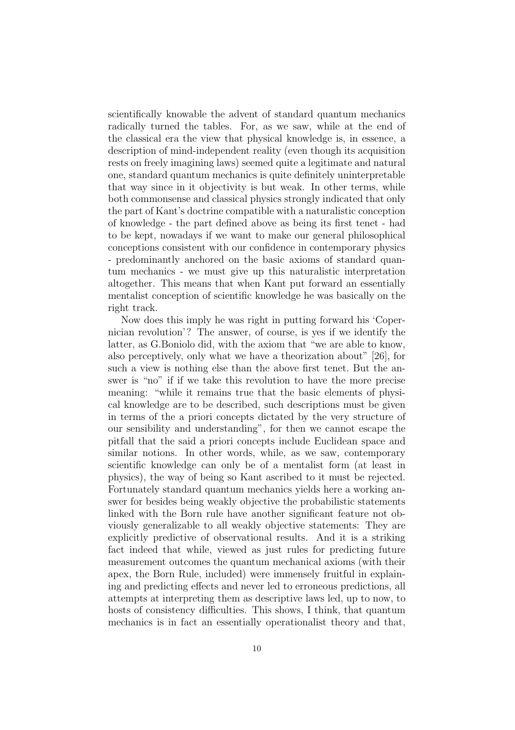scientifically knowable the advent of standard quantum mechanics radically turned the tables. For, as we saw, while at the end of the classical era the view that physical knowledge is, in essence, a description of mind-independent reality (even though its acquisition rests on freely imagining laws) seemed quite a legitimate and natural one, standard quantum mechanics is quite definitely uninterpretable that way since in it objectivity is but weak. In other terms, while both commonsense and classical physics strongly indicated that only the part of Kant's doctrine compatible with a naturalistic conception of knowledge - the part defined above as being its first tenet - had to be kept, nowadays if we want to make our general philosophical conceptions consistent with our confidence in contemporary physics - predominantly anchored on the basic axioms of standard quantum mechanics - we must give up this naturalistic interpretation altogether. This means that when Kant put forward an essentially mentalist conception of scientific knowledge he was basically on the right track.

Now does this imply he was right in putting forward his 'Copernician revolution'? The answer, of course, is yes if we identify the latter, as G.Boniolo did, with the axiom that "we are able to know, also perceptively, only what we have a theorization about" [26], for such a view is nothing else than the above first tenet. But the answer is "no" if if we take this revolution to have the more precise meaning: "while it remains true that the basic elements of physical knowledge are to be described, such descriptions must be given in terms of the a priori concepts dictated by the very structure of our sensibility and understanding", for then we cannot escape the pitfall that the said a priori concepts include Euclidean space and similar notions. In other words, while, as we saw, contemporary scientific knowledge can only be of a mentalist form (at least in physics), the way of being so Kant ascribed to it must be rejected. Fortunately standard quantum mechanics yields here a working answer for besides being weakly objective the probabilistic statements linked with the Born rule have another significant feature not obviously generalizable to all weakly objective statements: They are explicitly predictive of observational results. And it is a striking fact indeed that while, viewed as just rules for predicting future measurement outcomes the quantum mechanical axioms (with their apex, the Born Rule, included) were immensely fruitful in explaining and predicting effects and never led to erroneous predictions, all attempts at interpreting them as descriptive laws led, up to now, to hosts of consistency difficulties. This shows, I think, that quantum mechanics is in fact an essentially operationalist theory and that,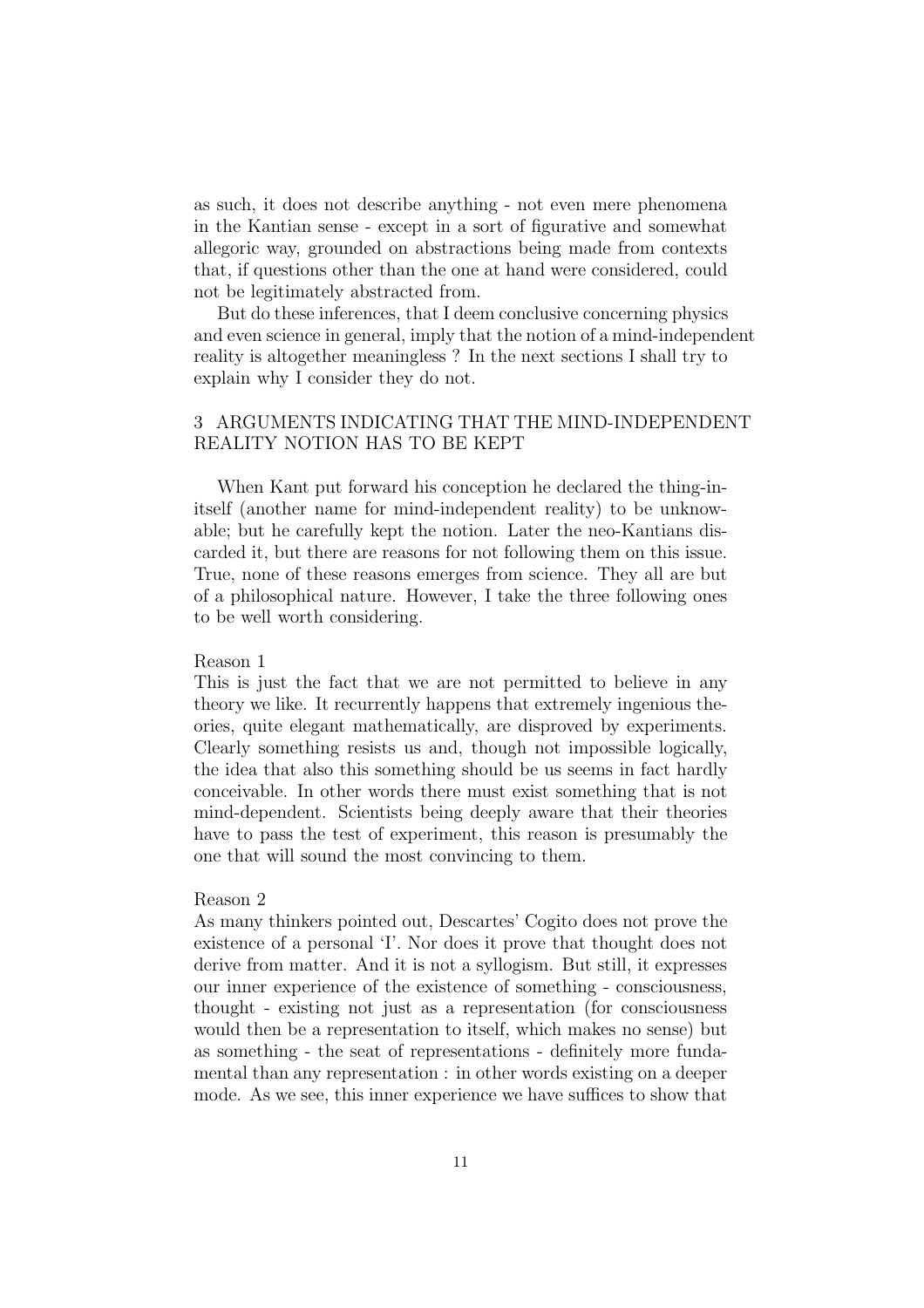as such, it does not describe anything - not even mere phenomena in the Kantian sense - except in a sort of figurative and somewhat allegoric way, grounded on abstractions being made from contexts that, if questions other than the one at hand were considered, could not be legitimately abstracted from.

But do these inferences, that I deem conclusive concerning physics and even science in general, imply that the notion of a mind-independent reality is altogether meaningless ? In the next sections I shall try to explain why I consider they do not.

## 3 ARGUMENTS INDICATING THAT THE MIND-INDEPENDENT REALITY NOTION HAS TO BE KEPT

When Kant put forward his conception he declared the thing-in-itself (another name for mind-independent reality) to be unknowable; but he carefully kept the notion. Later the neo-Kantians discarded it, but there are reasons for not following them on this issue. True, none of these reasons emerges from science. They all are but of a philosophical nature. However, I take the three following ones to be well worth considering.

Reason 1

This is just the fact that we are not permitted to believe in any theory we like. It recurrently happens that extremely ingenious theories, quite elegant mathematically, are disproved by experiments. Clearly something resists us and, though not impossible logically, the idea that also this something should be us seems in fact hardly conceivable. In other words there must exist something that is not mind-dependent. Scientists being deeply aware that their theories have to pass the test of experiment, this reason is presumably the one that will sound the most convincing to them.

Reason 2

As many thinkers pointed out, Descartes' Cogito does not prove the existence of a personal 'I'. Nor does it prove that thought does not derive from matter. And it is not a syllogism. But still, it expresses our inner experience of the existence of something - consciousness, thought - existing not just as a representation (for consciousness would then be a representation to itself, which makes no sense) but as something - the seat of representations - definitely more fundamental than any representation : in other words existing on a deeper mode. As we see, this inner experience we have suffices to show that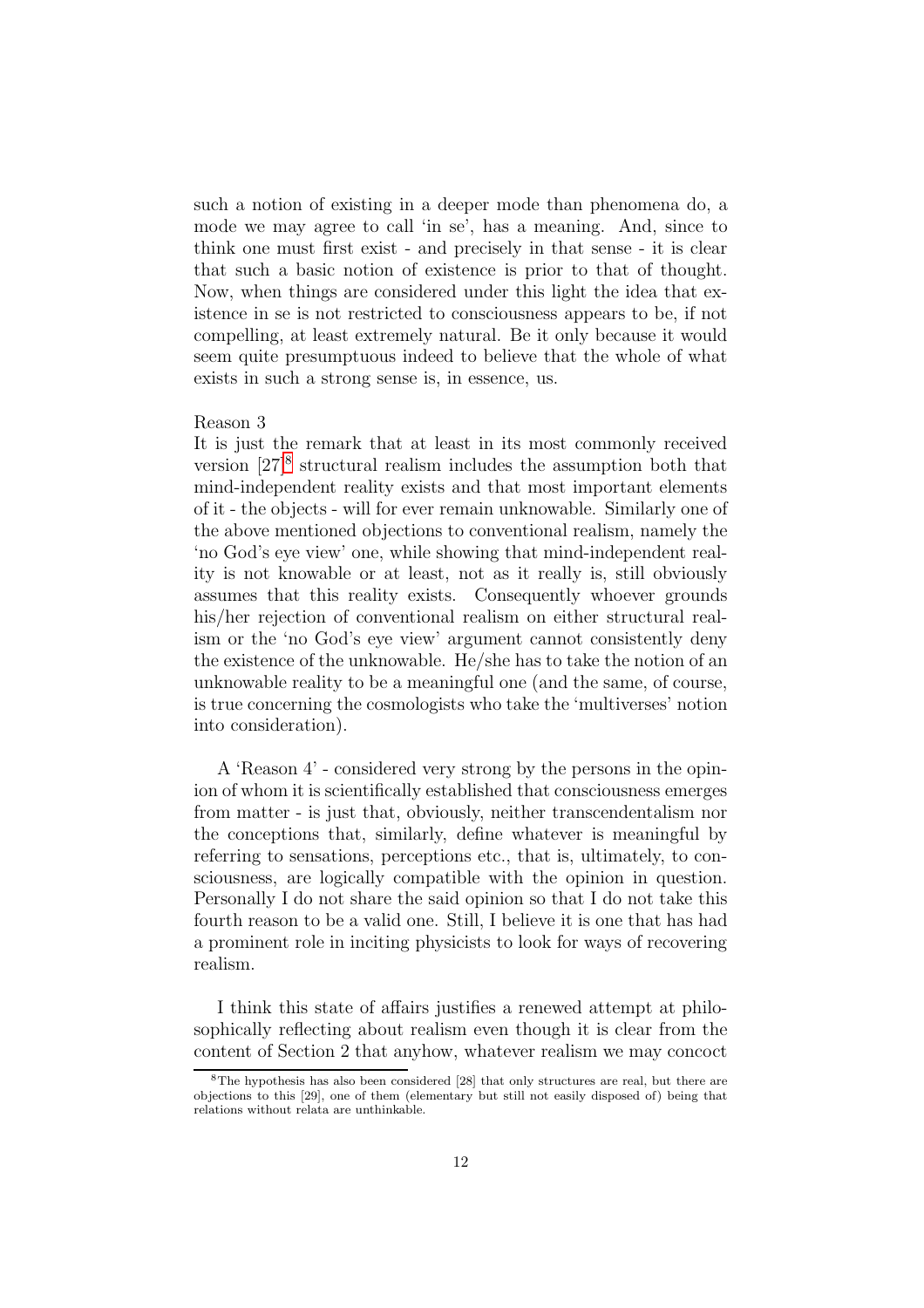such a notion of existing in a deeper mode than phenomena do, a mode we may agree to call 'in se', has a meaning. And, since to think one must first exist - and precisely in that sense - it is clear that such a basic notion of existence is prior to that of thought. Now, when things are considered under this light the idea that existence in se is not restricted to consciousness appears to be, if not compelling, at least extremely natural. Be it only because it would seem quite presumptuous indeed to believe that the whole of what exists in such a strong sense is, in essence, us.

Reason 3

It is just the remark that at least in its most commonly received version [27][8] structural realism includes the assumption both that mind-independent reality exists and that most important elements of it - the objects - will for ever remain unknowable. Similarly one of the above mentioned objections to conventional realism, namely the 'no God's eye view' one, while showing that mind-independent reality is not knowable or at least, not as it really is, still obviously assumes that this reality exists. Consequently whoever grounds his/her rejection of conventional realism on either structural realism or the 'no God's eye view' argument cannot consistently deny the existence of the unknowable. He/she has to take the notion of an unknowable reality to be a meaningful one (and the same, of course, is true concerning the cosmologists who take the 'multiverses' notion into consideration).

A 'Reason 4' - considered very strong by the persons in the opinion of whom it is scientifically established that consciousness emerges from matter - is just that, obviously, neither transcendentalism nor the conceptions that, similarly, define whatever is meaningful by referring to sensations, perceptions etc., that is, ultimately, to consciousness, are logically compatible with the opinion in question. Personally I do not share the said opinion so that I do not take this fourth reason to be a valid one. Still, I believe it is one that has had a prominent role in inciting physicists to look for ways of recovering realism.

I think this state of affairs justifies a renewed attempt at philosophically reflecting about realism even though it is clear from the content of Section 2 that anyhow, whatever realism we may concoct

[8] The hypothesis has also been considered [28] that only structures are real, but there are objections to this [29], one of them (elementary but still not easily disposed of) being that relations without relata are unthinkable.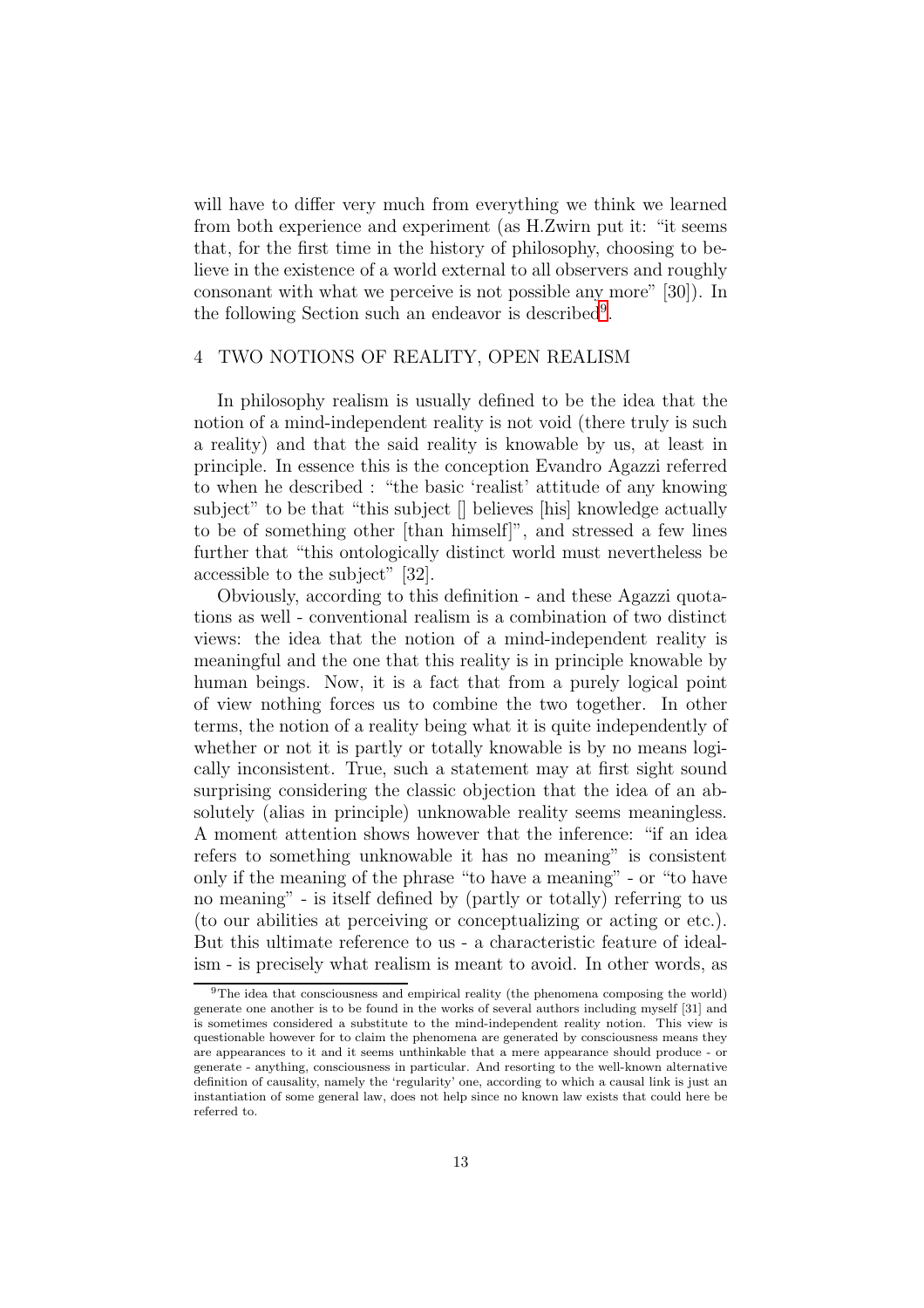will have to differ very much from everything we think we learned from both experience and experiment (as H.Zwirn put it: "it seems that, for the first time in the history of philosophy, choosing to believe in the existence of a world external to all observers and roughly consonant with what we perceive is not possible any more" [30]). In the following Section such an endeavor is described[9].

## 4 TWO NOTIONS OF REALITY, OPEN REALISM

In philosophy realism is usually defined to be the idea that the notion of a mind-independent reality is not void (there truly is such a reality) and that the said reality is knowable by us, at least in principle. In essence this is the conception Evandro Agazzi referred to when he described : "the basic 'realist' attitude of any knowing subject" to be that "this subject [] believes [his] knowledge actually to be of something other [than himself]", and stressed a few lines further that "this ontologically distinct world must nevertheless be accessible to the subject" [32].

Obviously, according to this definition - and these Agazzi quotations as well - conventional realism is a combination of two distinct views: the idea that the notion of a mind-independent reality is meaningful and the one that this reality is in principle knowable by human beings. Now, it is a fact that from a purely logical point of view nothing forces us to combine the two together. In other terms, the notion of a reality being what it is quite independently of whether or not it is partly or totally knowable is by no means logically inconsistent. True, such a statement may at first sight sound surprising considering the classic objection that the idea of an absolutely (alias in principle) unknowable reality seems meaningless. A moment attention shows however that the inference: "if an idea refers to something unknowable it has no meaning" is consistent only if the meaning of the phrase "to have a meaning" - or "to have no meaning" - is itself defined by (partly or totally) referring to us (to our abilities at perceiving or conceptualizing or acting or etc.). But this ultimate reference to us - a characteristic feature of idealism - is precisely what realism is meant to avoid. In other words, as

[9] The idea that consciousness and empirical reality (the phenomena composing the world) generate one another is to be found in the works of several authors including myself [31] and is sometimes considered a substitute to the mind-independent reality notion. This view is questionable however for to claim the phenomena are generated by consciousness means they are appearances to it and it seems unthinkable that a mere appearance should produce - or generate - anything, consciousness in particular. And resorting to the well-known alternative definition of causality, namely the 'regularity' one, according to which a causal link is just an instantiation of some general law, does not help since no known law exists that could here be referred to.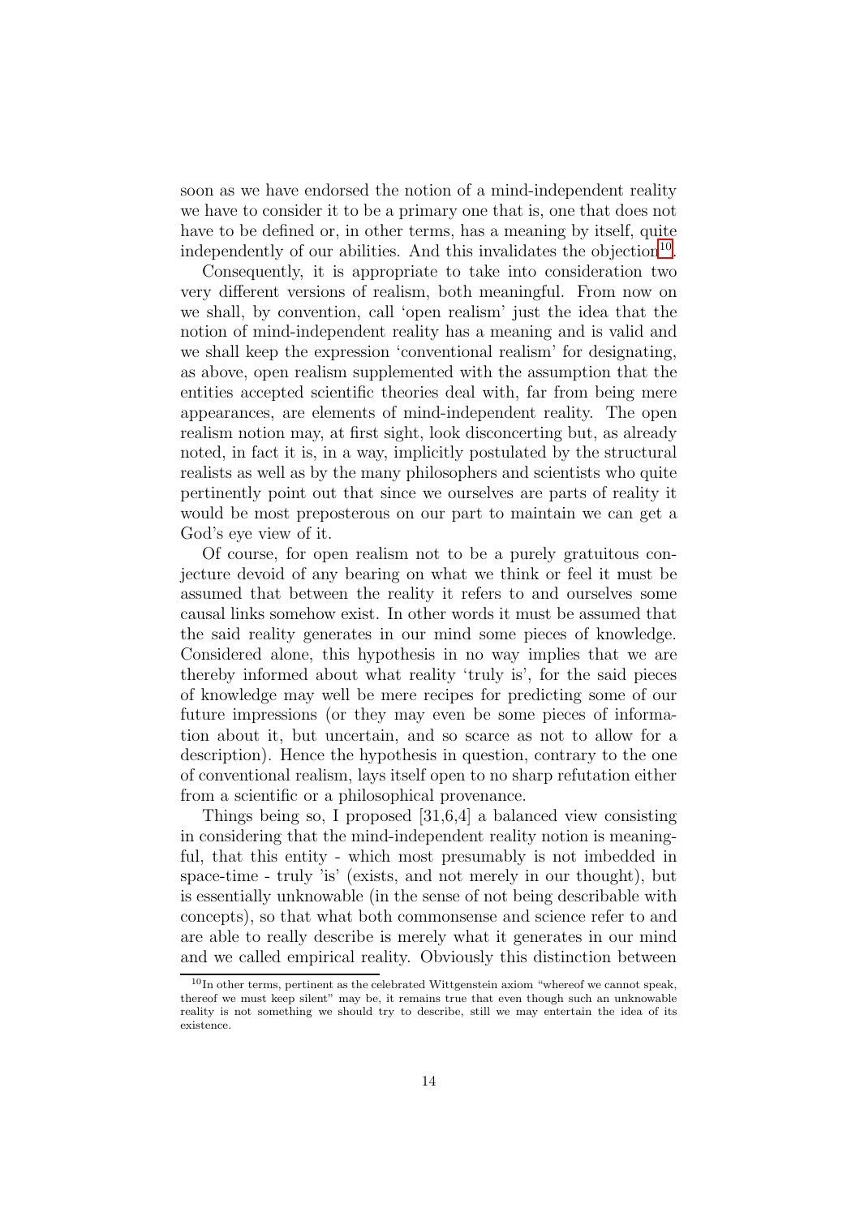soon as we have endorsed the notion of a mind-independent reality we have to consider it to be a primary one that is, one that does not have to be defined or, in other terms, has a meaning by itself, quite independently of our abilities. And this invalidates the objection[10].

Consequently, it is appropriate to take into consideration two very different versions of realism, both meaningful. From now on we shall, by convention, call 'open realism' just the idea that the notion of mind-independent reality has a meaning and is valid and we shall keep the expression 'conventional realism' for designating, as above, open realism supplemented with the assumption that the entities accepted scientific theories deal with, far from being mere appearances, are elements of mind-independent reality. The open realism notion may, at first sight, look disconcerting but, as already noted, in fact it is, in a way, implicitly postulated by the structural realists as well as by the many philosophers and scientists who quite pertinently point out that since we ourselves are parts of reality it would be most preposterous on our part to maintain we can get a God's eye view of it.

Of course, for open realism not to be a purely gratuitous conjecture devoid of any bearing on what we think or feel it must be assumed that between the reality it refers to and ourselves some causal links somehow exist. In other words it must be assumed that the said reality generates in our mind some pieces of knowledge. Considered alone, this hypothesis in no way implies that we are thereby informed about what reality 'truly is', for the said pieces of knowledge may well be mere recipes for predicting some of our future impressions (or they may even be some pieces of information about it, but uncertain, and so scarce as not to allow for a description). Hence the hypothesis in question, contrary to the one of conventional realism, lays itself open to no sharp refutation either from a scientific or a philosophical provenance.

Things being so, I proposed [31,6,4] a balanced view consisting in considering that the mind-independent reality notion is meaningful, that this entity - which most presumably is not imbedded in space-time - truly 'is' (exists, and not merely in our thought), but is essentially unknowable (in the sense of not being describable with concepts), so that what both commonsense and science refer to and are able to really describe is merely what it generates in our mind and we called empirical reality. Obviously this distinction between

[10] In other terms, pertinent as the celebrated Wittgenstein axiom "whereof we cannot speak, thereof we must keep silent" may be, it remains true that even though such an unknowable reality is not something we should try to describe, still we may entertain the idea of its existence.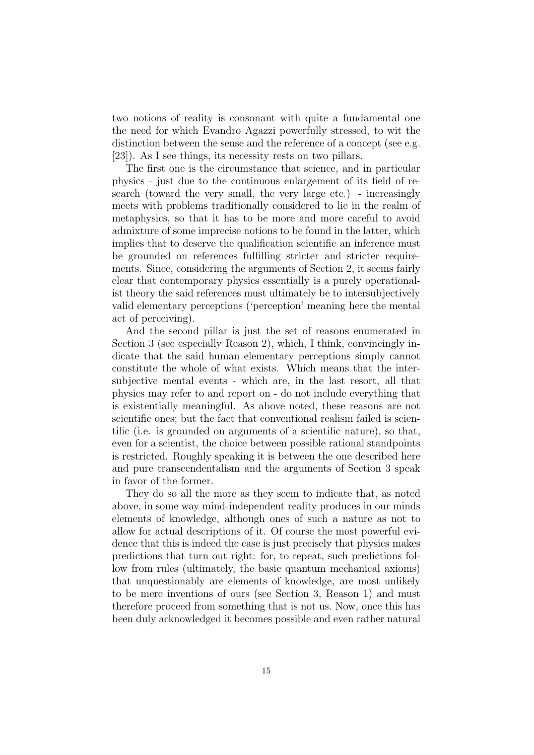two notions of reality is consonant with quite a fundamental one the need for which Evandro Agazzi powerfully stressed, to wit the distinction between the sense and the reference of a concept (see e.g. [23]). As I see things, its necessity rests on two pillars.

The first one is the circumstance that science, and in particular physics - just due to the continuous enlargement of its field of research (toward the very small, the very large etc.) - increasingly meets with problems traditionally considered to lie in the realm of metaphysics, so that it has to be more and more careful to avoid admixture of some imprecise notions to be found in the latter, which implies that to deserve the qualification scientific an inference must be grounded on references fulfilling stricter and stricter requirements. Since, considering the arguments of Section 2, it seems fairly clear that contemporary physics essentially is a purely operationalist theory the said references must ultimately be to intersubjectively valid elementary perceptions ('perception' meaning here the mental act of perceiving).

And the second pillar is just the set of reasons enumerated in Section 3 (see especially Reason 2), which, I think, convincingly indicate that the said human elementary perceptions simply cannot constitute the whole of what exists. Which means that the intersubjective mental events - which are, in the last resort, all that physics may refer to and report on - do not include everything that is existentially meaningful. As above noted, these reasons are not scientific ones; but the fact that conventional realism failed is scientific (i.e. is grounded on arguments of a scientific nature), so that, even for a scientist, the choice between possible rational standpoints is restricted. Roughly speaking it is between the one described here and pure transcendentalism and the arguments of Section 3 speak in favor of the former.

They do so all the more as they seem to indicate that, as noted above, in some way mind-independent reality produces in our minds elements of knowledge, although ones of such a nature as not to allow for actual descriptions of it. Of course the most powerful evidence that this is indeed the case is just precisely that physics makes predictions that turn out right: for, to repeat, such predictions follow from rules (ultimately, the basic quantum mechanical axioms) that unquestionably are elements of knowledge, are most unlikely to be mere inventions of ours (see Section 3, Reason 1) and must therefore proceed from something that is not us. Now, once this has been duly acknowledged it becomes possible and even rather natural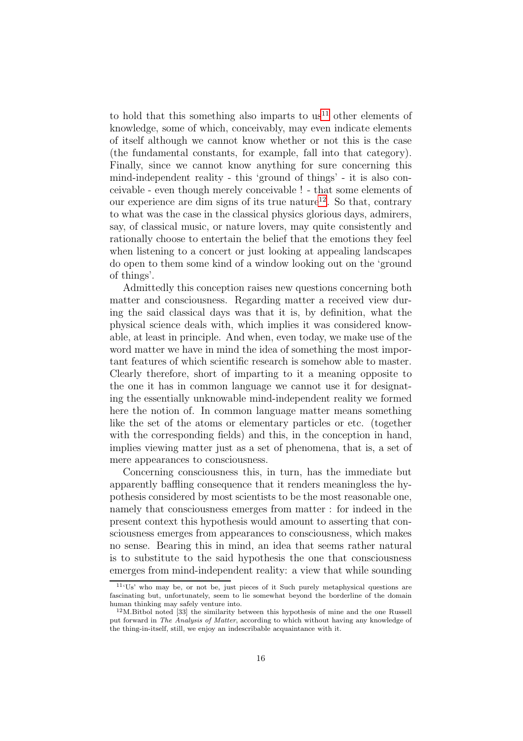to hold that this something also imparts to us[11] other elements of knowledge, some of which, conceivably, may even indicate elements of itself although we cannot know whether or not this is the case (the fundamental constants, for example, fall into that category). Finally, since we cannot know anything for sure concerning this mind-independent reality - this 'ground of things' - it is also conceivable - even though merely conceivable ! - that some elements of our experience are dim signs of its true nature[12]. So that, contrary to what was the case in the classical physics glorious days, admirers, say, of classical music, or nature lovers, may quite consistently and rationally choose to entertain the belief that the emotions they feel when listening to a concert or just looking at appealing landscapes do open to them some kind of a window looking out on the 'ground of things'.

Admittedly this conception raises new questions concerning both matter and consciousness. Regarding matter a received view during the said classical days was that it is, by definition, what the physical science deals with, which implies it was considered knowable, at least in principle. And when, even today, we make use of the word matter we have in mind the idea of something the most important features of which scientific research is somehow able to master. Clearly therefore, short of imparting to it a meaning opposite to the one it has in common language we cannot use it for designating the essentially unknowable mind-independent reality we formed here the notion of. In common language matter means something like the set of the atoms or elementary particles or etc. (together with the corresponding fields) and this, in the conception in hand, implies viewing matter just as a set of phenomena, that is, a set of mere appearances to consciousness.

Concerning consciousness this, in turn, has the immediate but apparently baffling consequence that it renders meaningless the hypothesis considered by most scientists to be the most reasonable one, namely that consciousness emerges from matter : for indeed in the present context this hypothesis would amount to asserting that consciousness emerges from appearances to consciousness, which makes no sense. Bearing this in mind, an idea that seems rather natural is to substitute to the said hypothesis the one that consciousness emerges from mind-independent reality: a view that while sounding

[11] 'Us' who may be, or not be, just pieces of it Such purely metaphysical questions are fascinating but, unfortunately, seem to lie somewhat beyond the borderline of the domain human thinking may safely venture into.

[12] M.Bitbol noted [33] the similarity between this hypothesis of mine and the one Russell put forward in *The Analysis of Matter*, according to which without having any knowledge of the thing-in-itself, still, we enjoy an indescribable acquaintance with it.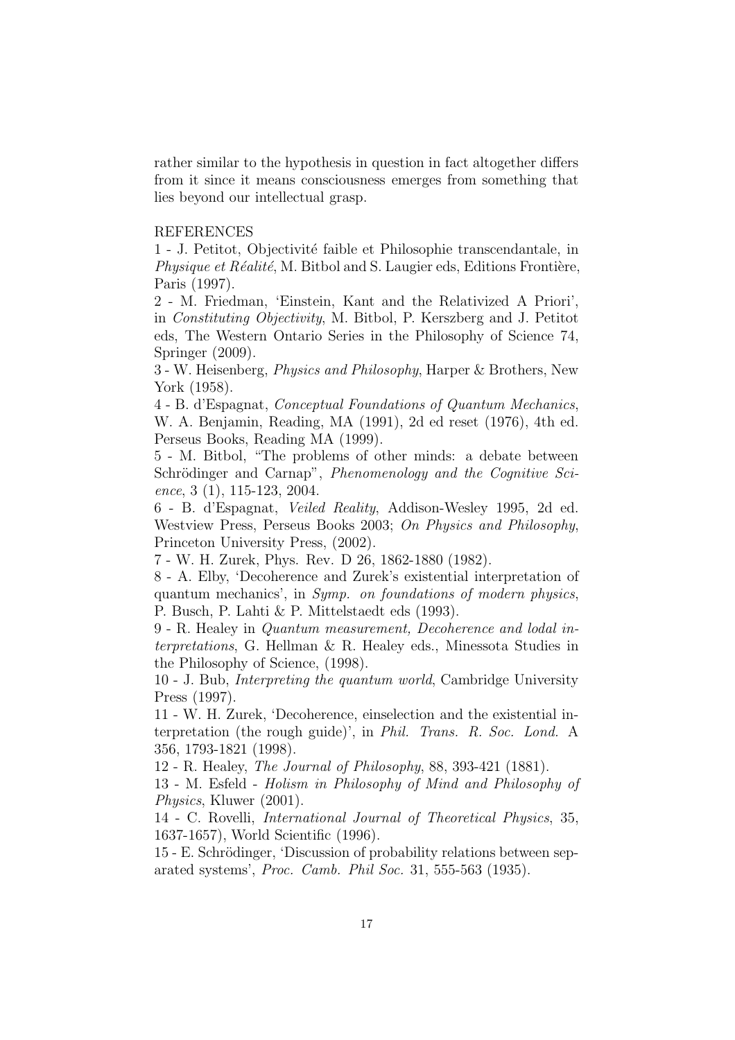rather similar to the hypothesis in question in fact altogether differs from it since it means consciousness emerges from something that lies beyond our intellectual grasp.

REFERENCES

1 - J. Petitot, Objectivité faible et Philosophie transcendantale, in *Physique et Réalité*, M. Bitbol and S. Laugier eds, Editions Frontière, Paris (1997).

2 - M. Friedman, 'Einstein, Kant and the Relativized A Priori', in *Constituting Objectivity*, M. Bitbol, P. Kerszberg and J. Petitot eds, The Western Ontario Series in the Philosophy of Science 74, Springer (2009).

3 - W. Heisenberg, *Physics and Philosophy*, Harper & Brothers, New York (1958).

4 - B. d'Espagnat, *Conceptual Foundations of Quantum Mechanics*, W. A. Benjamin, Reading, MA (1991), 2d ed reset (1976), 4th ed. Perseus Books, Reading MA (1999).

5 - M. Bitbol, "The problems of other minds: a debate between Schrödinger and Carnap", *Phenomenology and the Cognitive Science*, 3 (1), 115-123, 2004.

6 - B. d'Espagnat, *Veiled Reality*, Addison-Wesley 1995, 2d ed. Westview Press, Perseus Books 2003; *On Physics and Philosophy*, Princeton University Press, (2002).

7 - W. H. Zurek, Phys. Rev. D 26, 1862-1880 (1982).

8 - A. Elby, 'Decoherence and Zurek's existential interpretation of quantum mechanics', in *Symp. on foundations of modern physics*, P. Busch, P. Lahti & P. Mittelstaedt eds (1993).

9 - R. Healey in *Quantum measurement, Decoherence and lodal interpretations*, G. Hellman & R. Healey eds., Minessota Studies in the Philosophy of Science, (1998).

10 - J. Bub, *Interpreting the quantum world*, Cambridge University Press (1997).

11 - W. H. Zurek, 'Decoherence, einselection and the existential interpretation (the rough guide)', in *Phil. Trans. R. Soc. Lond.* A 356, 1793-1821 (1998).

12 - R. Healey, *The Journal of Philosophy*, 88, 393-421 (1881).

13 - M. Esfeld - *Holism in Philosophy of Mind and Philosophy of Physics*, Kluwer (2001).

14 - C. Rovelli, *International Journal of Theoretical Physics*, 35, 1637-1657), World Scientific (1996).

15 - E. Schrödinger, 'Discussion of probability relations between separated systems', *Proc. Camb. Phil Soc.* 31, 555-563 (1935).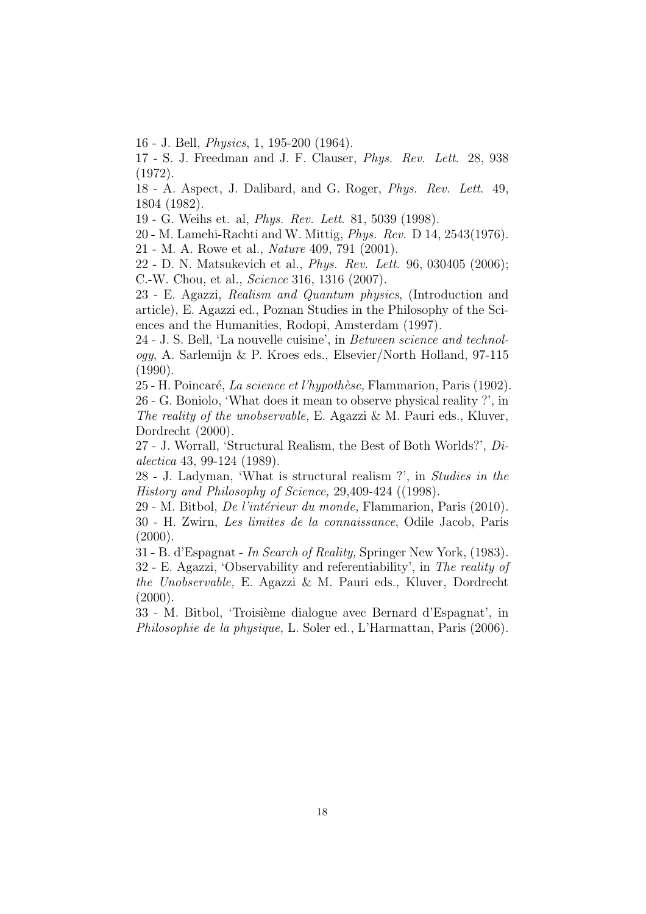16 - J. Bell, *Physics*, 1, 195-200 (1964).

17 - S. J. Freedman and J. F. Clauser, *Phys. Rev. Lett.* 28, 938 (1972).

18 - A. Aspect, J. Dalibard, and G. Roger, *Phys. Rev. Lett*. 49, 1804 (1982).

19 - G. Weihs et. al, *Phys. Rev. Lett*. 81, 5039 (1998).

20 - M. Lamehi-Rachti and W. Mittig, *Phys. Rev.* D 14, 2543(1976).

21 - M. A. Rowe et al., *Nature* 409, 791 (2001).

22 - D. N. Matsukevich et al., *Phys. Rev. Lett*. 96, 030405 (2006); C.-W. Chou, et al., *Science* 316, 1316 (2007).

23 - E. Agazzi, *Realism and Quantum physics*, (Introduction and article), E. Agazzi ed., Poznan Studies in the Philosophy of the Sciences and the Humanities, Rodopi, Amsterdam (1997).

24 - J. S. Bell, 'La nouvelle cuisine', in *Between science and technology*, A. Sarlemijn & P. Kroes eds., Elsevier/North Holland, 97-115 (1990).

25 - H. Poincaré, *La science et l'hypothèse,* Flammarion, Paris (1902).

26 - G. Boniolo, 'What does it mean to observe physical reality ?', in *The reality of the unobservable,* E. Agazzi & M. Pauri eds., Kluver, Dordrecht (2000).

27 - J. Worrall, 'Structural Realism, the Best of Both Worlds?', *Dialectica* 43, 99-124 (1989).

28 - J. Ladyman, 'What is structural realism ?', in *Studies in the History and Philosophy of Science,* 29,409-424 ((1998).

29 - M. Bitbol, *De l'intérieur du monde,* Flammarion, Paris (2010).

30 - H. Zwirn, *Les limites de la connaissance*, Odile Jacob, Paris (2000).

31 - B. d'Espagnat - *In Search of Reality,* Springer New York, (1983).

32 - E. Agazzi, 'Observability and referentiability', in *The reality of the Unobservable,* E. Agazzi & M. Pauri eds., Kluver, Dordrecht (2000).

33 - M. Bitbol, 'Troisième dialogue avec Bernard d'Espagnat', in *Philosophie de la physique,* L. Soler ed., L'Harmattan, Paris (2006).